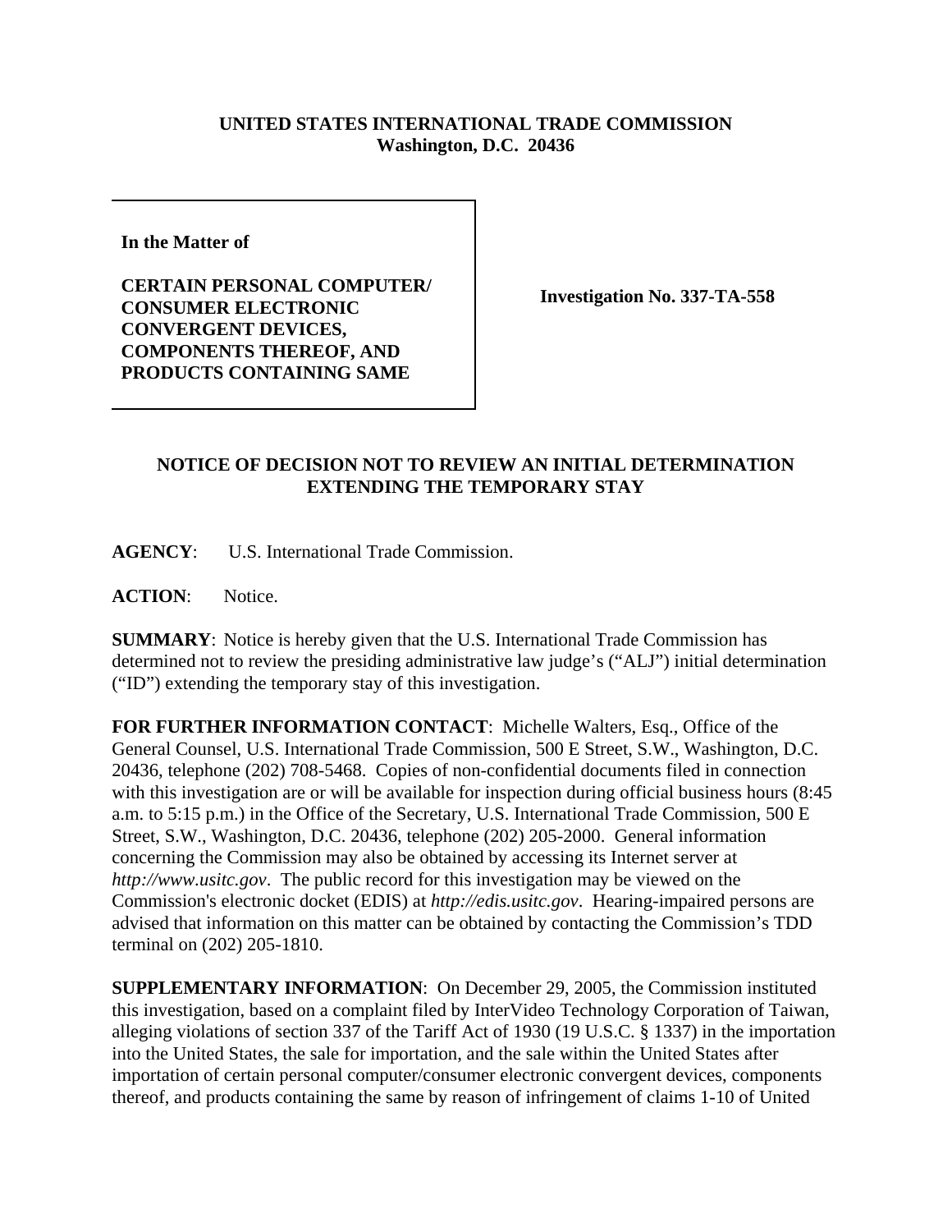**UNITED STATES INTERNATIONAL TRADE COMMISSION**
**Washington, D.C. 20436**

**In the Matter of**

**CERTAIN PERSONAL COMPUTER/ CONSUMER ELECTRONIC CONVERGENT DEVICES, COMPONENTS THEREOF, AND PRODUCTS CONTAINING SAME**

**Investigation No. 337-TA-558**

## NOTICE OF DECISION NOT TO REVIEW AN INITIAL DETERMINATION EXTENDING THE TEMPORARY STAY

**AGENCY**: U.S. International Trade Commission.

**ACTION**: Notice.

**SUMMARY**: Notice is hereby given that the U.S. International Trade Commission has determined not to review the presiding administrative law judge's ("ALJ") initial determination ("ID") extending the temporary stay of this investigation.

**FOR FURTHER INFORMATION CONTACT**: Michelle Walters, Esq., Office of the General Counsel, U.S. International Trade Commission, 500 E Street, S.W., Washington, D.C. 20436, telephone (202) 708-5468. Copies of non-confidential documents filed in connection with this investigation are or will be available for inspection during official business hours (8:45 a.m. to 5:15 p.m.) in the Office of the Secretary, U.S. International Trade Commission, 500 E Street, S.W., Washington, D.C. 20436, telephone (202) 205-2000. General information concerning the Commission may also be obtained by accessing its Internet server at *http://www.usitc.gov*. The public record for this investigation may be viewed on the Commission's electronic docket (EDIS) at *http://edis.usitc.gov*. Hearing-impaired persons are advised that information on this matter can be obtained by contacting the Commission's TDD terminal on (202) 205-1810.

**SUPPLEMENTARY INFORMATION**: On December 29, 2005, the Commission instituted this investigation, based on a complaint filed by InterVideo Technology Corporation of Taiwan, alleging violations of section 337 of the Tariff Act of 1930 (19 U.S.C. § 1337) in the importation into the United States, the sale for importation, and the sale within the United States after importation of certain personal computer/consumer electronic convergent devices, components thereof, and products containing the same by reason of infringement of claims 1-10 of United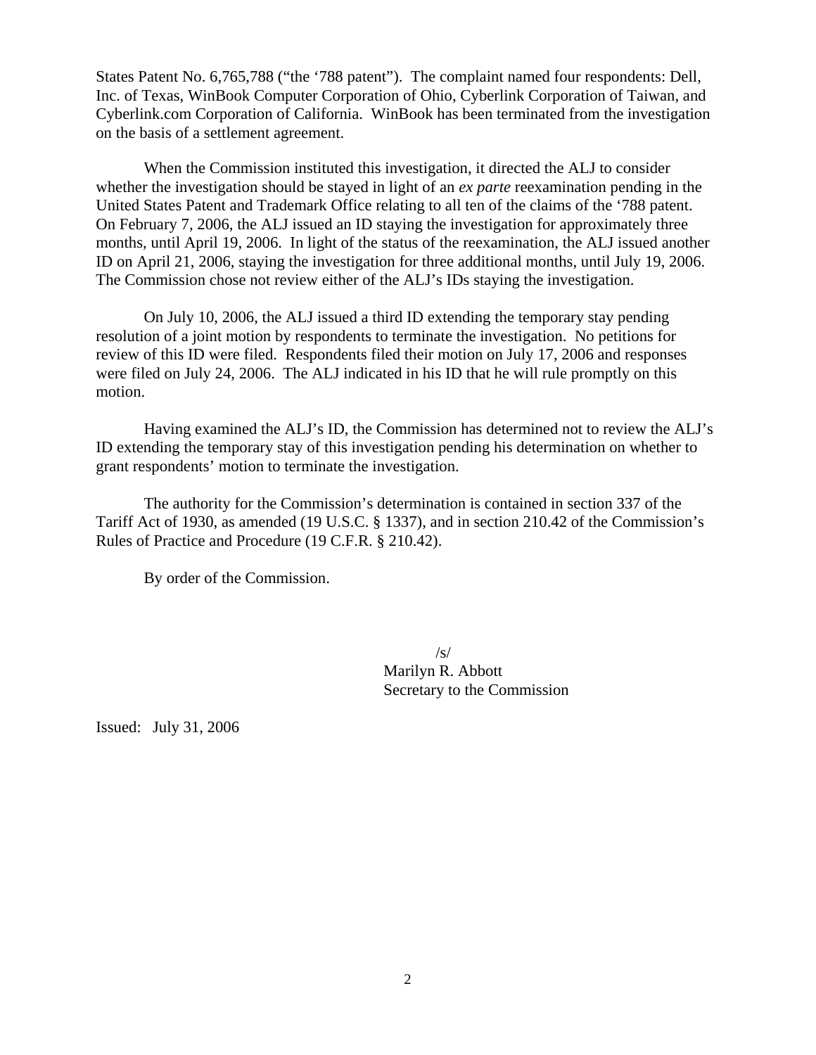States Patent No. 6,765,788 ("the '788 patent"). The complaint named four respondents: Dell, Inc. of Texas, WinBook Computer Corporation of Ohio, Cyberlink Corporation of Taiwan, and Cyberlink.com Corporation of California. WinBook has been terminated from the investigation on the basis of a settlement agreement.

When the Commission instituted this investigation, it directed the ALJ to consider whether the investigation should be stayed in light of an *ex parte* reexamination pending in the United States Patent and Trademark Office relating to all ten of the claims of the '788 patent. On February 7, 2006, the ALJ issued an ID staying the investigation for approximately three months, until April 19, 2006. In light of the status of the reexamination, the ALJ issued another ID on April 21, 2006, staying the investigation for three additional months, until July 19, 2006. The Commission chose not review either of the ALJ's IDs staying the investigation.

On July 10, 2006, the ALJ issued a third ID extending the temporary stay pending resolution of a joint motion by respondents to terminate the investigation. No petitions for review of this ID were filed. Respondents filed their motion on July 17, 2006 and responses were filed on July 24, 2006. The ALJ indicated in his ID that he will rule promptly on this motion.

Having examined the ALJ's ID, the Commission has determined not to review the ALJ's ID extending the temporary stay of this investigation pending his determination on whether to grant respondents' motion to terminate the investigation.

The authority for the Commission's determination is contained in section 337 of the Tariff Act of 1930, as amended (19 U.S.C. § 1337), and in section 210.42 of the Commission's Rules of Practice and Procedure (19 C.F.R. § 210.42).

By order of the Commission.

/s/
Marilyn R. Abbott
Secretary to the Commission

Issued: July 31, 2006